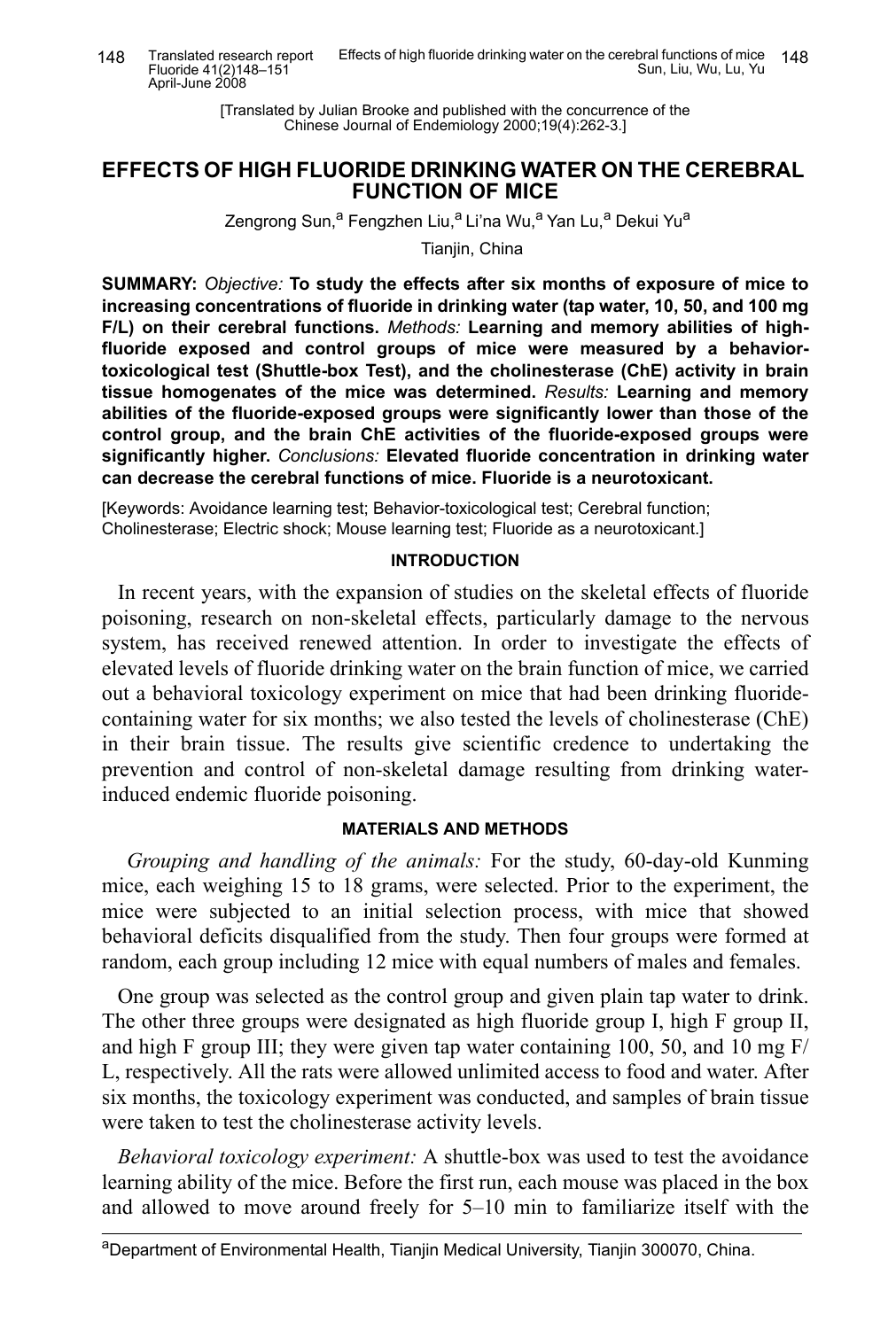[Translated by Julian Brooke and published with the concurrence of the Chinese Journal of Endemiology 2000;19(4):262-3.]

# EFFECTS OF HIGH FLUORIDE DRINKING WATER ON THE CEREBRAL FUNCTION OF MICE

Zengrong Sun,[a] Fengzhen Liu,[a] Li'na Wu,[a] Yan Lu,[a] Dekui Yu[a]

Tianjin, China

**SUMMARY:** *Objective:* **To study the effects after six months of exposure of mice to increasing concentrations of fluoride in drinking water (tap water, 10, 50, and 100 mg F/L) on their cerebral functions.** *Methods:* **Learning and memory abilities of high-fluoride exposed and control groups of mice were measured by a behavior-toxicological test (Shuttle-box Test), and the cholinesterase (ChE) activity in brain tissue homogenates of the mice was determined.** *Results:* **Learning and memory abilities of the fluoride-exposed groups were significantly lower than those of the control group, and the brain ChE activities of the fluoride-exposed groups were significantly higher.** *Conclusions:* **Elevated fluoride concentration in drinking water can decrease the cerebral functions of mice. Fluoride is a neurotoxicant.**

[Keywords: Avoidance learning test; Behavior-toxicological test; Cerebral function; Cholinesterase; Electric shock; Mouse learning test; Fluoride as a neurotoxicant.]

## INTRODUCTION

In recent years, with the expansion of studies on the skeletal effects of fluoride poisoning, research on non-skeletal effects, particularly damage to the nervous system, has received renewed attention. In order to investigate the effects of elevated levels of fluoride drinking water on the brain function of mice, we carried out a behavioral toxicology experiment on mice that had been drinking fluoride-containing water for six months; we also tested the levels of cholinesterase (ChE) in their brain tissue. The results give scientific credence to undertaking the prevention and control of non-skeletal damage resulting from drinking water-induced endemic fluoride poisoning.

## MATERIALS AND METHODS

*Grouping and handling of the animals:* For the study, 60-day-old Kunming mice, each weighing 15 to 18 grams, were selected. Prior to the experiment, the mice were subjected to an initial selection process, with mice that showed behavioral deficits disqualified from the study. Then four groups were formed at random, each group including 12 mice with equal numbers of males and females.

One group was selected as the control group and given plain tap water to drink. The other three groups were designated as high fluoride group I, high F group II, and high F group III; they were given tap water containing 100, 50, and 10 mg F/L, respectively. All the rats were allowed unlimited access to food and water. After six months, the toxicology experiment was conducted, and samples of brain tissue were taken to test the cholinesterase activity levels.

*Behavioral toxicology experiment:* A shuttle-box was used to test the avoidance learning ability of the mice. Before the first run, each mouse was placed in the box and allowed to move around freely for 5–10 min to familiarize itself with the

[a]Department of Environmental Health, Tianjin Medical University, Tianjin 300070, China.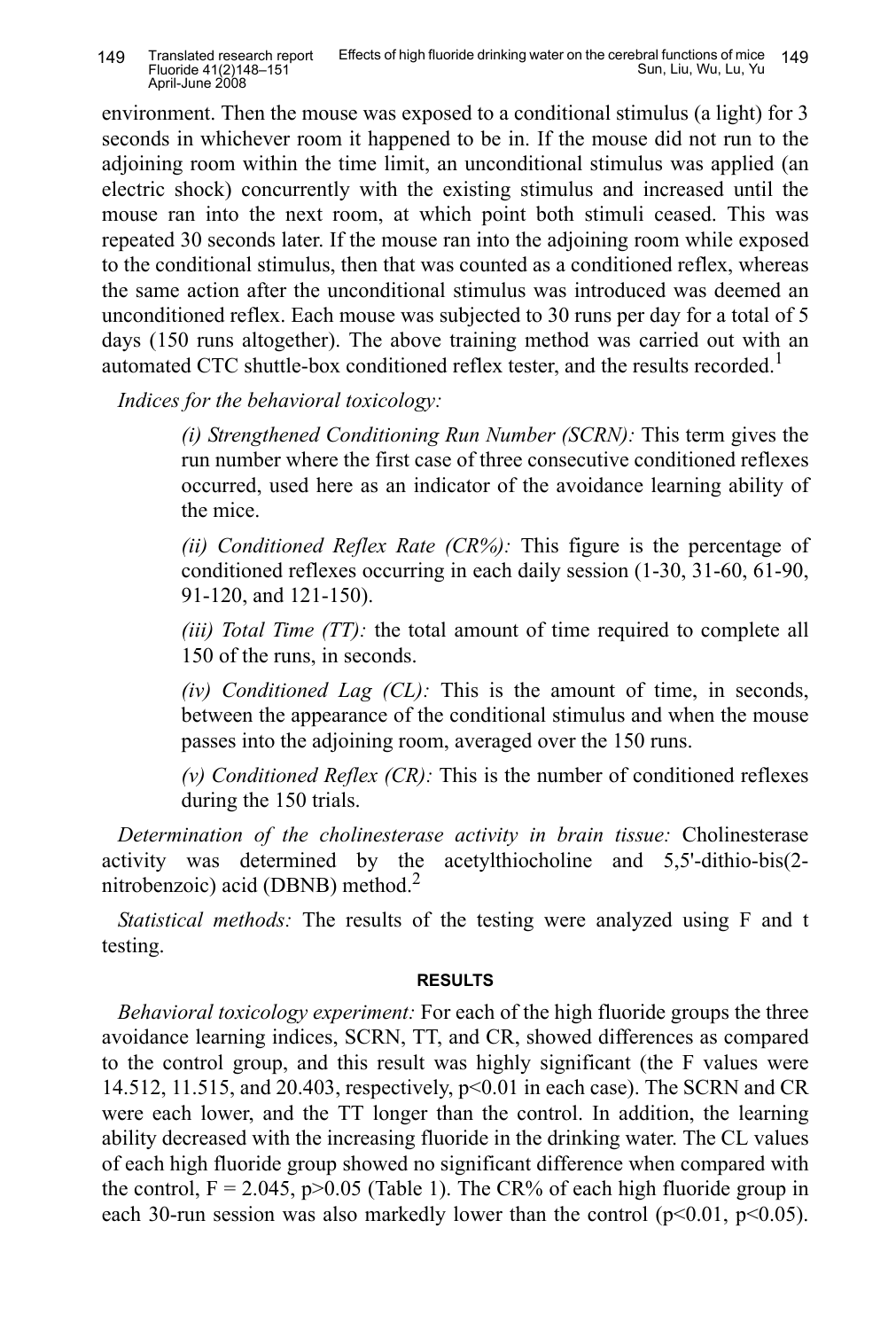environment. Then the mouse was exposed to a conditional stimulus (a light) for 3 seconds in whichever room it happened to be in. If the mouse did not run to the adjoining room within the time limit, an unconditional stimulus was applied (an electric shock) concurrently with the existing stimulus and increased until the mouse ran into the next room, at which point both stimuli ceased. This was repeated 30 seconds later. If the mouse ran into the adjoining room while exposed to the conditional stimulus, then that was counted as a conditioned reflex, whereas the same action after the unconditional stimulus was introduced was deemed an unconditioned reflex. Each mouse was subjected to 30 runs per day for a total of 5 days (150 runs altogether). The above training method was carried out with an automated CTC shuttle-box conditioned reflex tester, and the results recorded.[1]

*Indices for the behavioral toxicology:*

> *(i) Strengthened Conditioning Run Number (SCRN):* This term gives the run number where the first case of three consecutive conditioned reflexes occurred, used here as an indicator of the avoidance learning ability of the mice.
>
> *(ii) Conditioned Reflex Rate (CR%):* This figure is the percentage of conditioned reflexes occurring in each daily session (1-30, 31-60, 61-90, 91-120, and 121-150).
>
> *(iii) Total Time (TT):* the total amount of time required to complete all 150 of the runs, in seconds.
>
> *(iv) Conditioned Lag (CL):* This is the amount of time, in seconds, between the appearance of the conditional stimulus and when the mouse passes into the adjoining room, averaged over the 150 runs.
>
> *(v) Conditioned Reflex (CR):* This is the number of conditioned reflexes during the 150 trials.

*Determination of the cholinesterase activity in brain tissue:* Cholinesterase activity was determined by the acetylthiocholine and 5,5'-dithio-bis(2-nitrobenzoic) acid (DBNB) method.[2]

*Statistical methods:* The results of the testing were analyzed using F and t testing.

## RESULTS

*Behavioral toxicology experiment:* For each of the high fluoride groups the three avoidance learning indices, SCRN, TT, and CR, showed differences as compared to the control group, and this result was highly significant (the F values were 14.512, 11.515, and 20.403, respectively, $p<0.01$ in each case). The SCRN and CR were each lower, and the TT longer than the control. In addition, the learning ability decreased with the increasing fluoride in the drinking water. The CL values of each high fluoride group showed no significant difference when compared with the control, $F = 2.045$, $p>0.05$ (Table 1). The CR% of each high fluoride group in each 30-run session was also markedly lower than the control ($p<0.01$, $p<0.05$).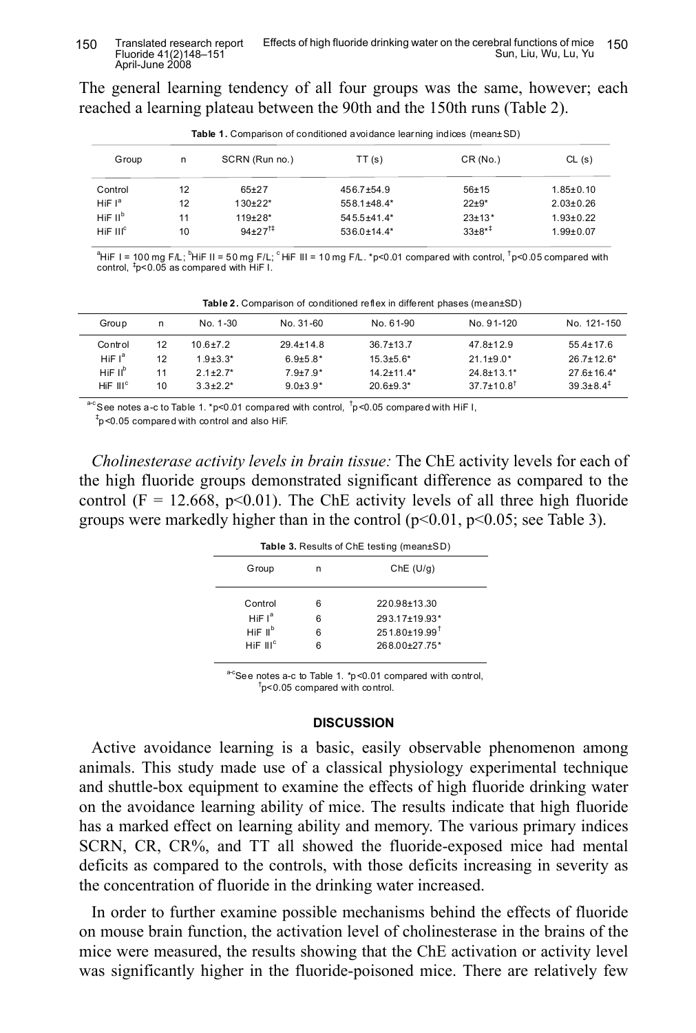The general learning tendency of all four groups was the same, however; each reached a learning plateau between the 90th and the 150th runs (Table 2).

**Table 1.** Comparison of conditioned avoidance learning indices (mean±SD)

| Group | n | SCRN (Run no.) | TT (s) | CR (No.) | CL (s) |
|---|---|---|---|---|---|
| Control | 12 | 65±27 | 456.7±54.9 | 56±15 | 1.85±0.10 |
| HiF I[a] | 12 | 130±22* | 558.1±48.4* | 22±9* | 2.03±0.26 |
| HiF II[b] | 11 | 119±28* | 545.5±41.4* | 23±13* | 1.93±0.22 |
| HiF III[c] | 10 | 94±27[†‡] | 536.0±14.4* | 33±8*[‡] | 1.99±0.07 |

[a]HiF I = 100 mg F/L; [b]HiF II = 50 mg F/L; [c]HiF III = 10 mg F/L. *p<0.01 compared with control, [†]p<0.05 compared with control, [‡]p<0.05 as compared with HiF I.

**Table 2.** Comparison of conditioned reflex in different phases (mean±SD)

| Group | n | No. 1-30 | No. 31-60 | No. 61-90 | No. 91-120 | No. 121-150 |
|---|---|---|---|---|---|---|
| Control | 12 | 10.6±7.2 | 29.4±14.8 | 36.7±13.7 | 47.8±12.9 | 55.4±17.6 |
| HiF I[a] | 12 | 1.9±3.3* | 6.9±5.8* | 15.3±5.6* | 21.1±9.0* | 26.7±12.6* |
| HiF II[b] | 11 | 2.1±2.7* | 7.9±7.9* | 14.2±11.4* | 24.8±13.1* | 27.6±16.4* |
| HiF III[c] | 10 | 3.3±2.2* | 9.0±3.9* | 20.6±9.3* | 37.7±10.8[†] | 39.3±8.4[‡] |

[a-c]See notes a-c to Table 1. *p<0.01 compared with control, [†]p<0.05 compared with HiF I,
[‡]p<0.05 compared with control and also HiF.

*Cholinesterase activity levels in brain tissue:* The ChE activity levels for each of the high fluoride groups demonstrated significant difference as compared to the control ($F = 12.668$, $p<0.01$). The ChE activity levels of all three high fluoride groups were markedly higher than in the control ($p<0.01$, $p<0.05$; see Table 3).

**Table 3.** Results of ChE testing (mean±SD)

| Group | n | ChE (U/g) |
|---|---|---|
| Control | 6 | 220.98±13.30 |
| HiF I[a] | 6 | 293.17±19.93* |
| HiF II[b] | 6 | 251.80±19.99[†] |
| HiF III[c] | 6 | 268.00±27.75* |

[a-c]See notes a-c to Table 1. *p<0.01 compared with control, [†]p<0.05 compared with control.

## DISCUSSION

Active avoidance learning is a basic, easily observable phenomenon among animals. This study made use of a classical physiology experimental technique and shuttle-box equipment to examine the effects of high fluoride drinking water on the avoidance learning ability of mice. The results indicate that high fluoride has a marked effect on learning ability and memory. The various primary indices SCRN, CR, CR%, and TT all showed the fluoride-exposed mice had mental deficits as compared to the controls, with those deficits increasing in severity as the concentration of fluoride in the drinking water increased.

In order to further examine possible mechanisms behind the effects of fluoride on mouse brain function, the activation level of cholinesterase in the brains of the mice were measured, the results showing that the ChE activation or activity level was significantly higher in the fluoride-poisoned mice. There are relatively few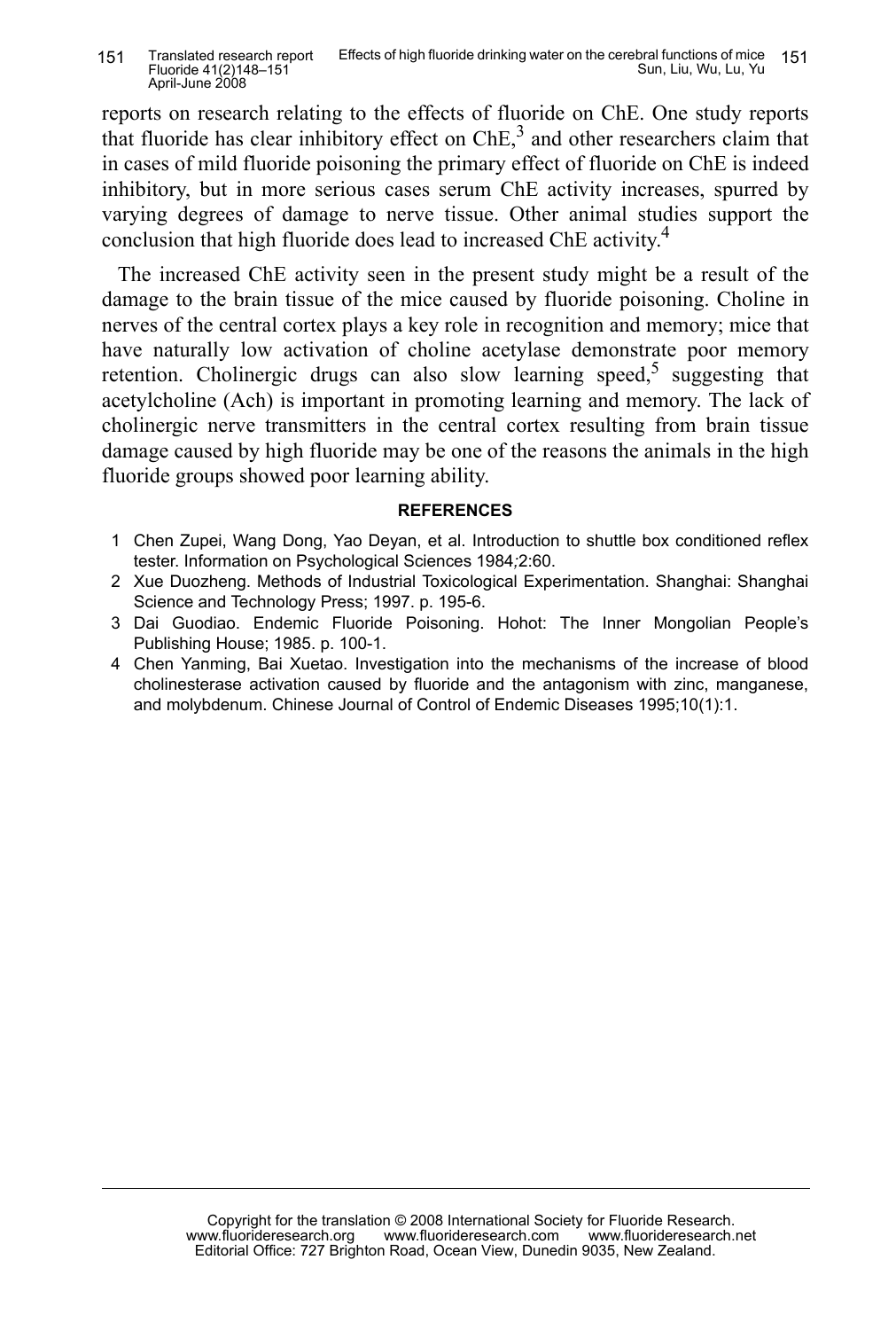reports on research relating to the effects of fluoride on ChE. One study reports that fluoride has clear inhibitory effect on ChE,[3] and other researchers claim that in cases of mild fluoride poisoning the primary effect of fluoride on ChE is indeed inhibitory, but in more serious cases serum ChE activity increases, spurred by varying degrees of damage to nerve tissue. Other animal studies support the conclusion that high fluoride does lead to increased ChE activity.[4]

The increased ChE activity seen in the present study might be a result of the damage to the brain tissue of the mice caused by fluoride poisoning. Choline in nerves of the central cortex plays a key role in recognition and memory; mice that have naturally low activation of choline acetylase demonstrate poor memory retention. Cholinergic drugs can also slow learning speed,[5] suggesting that acetylcholine (Ach) is important in promoting learning and memory. The lack of cholinergic nerve transmitters in the central cortex resulting from brain tissue damage caused by high fluoride may be one of the reasons the animals in the high fluoride groups showed poor learning ability.

## REFERENCES

1. Chen Zupei, Wang Dong, Yao Deyan, et al. Introduction to shuttle box conditioned reflex tester. Information on Psychological Sciences 1984;2:60.
2. Xue Duozheng. Methods of Industrial Toxicological Experimentation. Shanghai: Shanghai Science and Technology Press; 1997. p. 195-6.
3. Dai Guodiao. Endemic Fluoride Poisoning. Hohot: The Inner Mongolian People's Publishing House; 1985. p. 100-1.
4. Chen Yanming, Bai Xuetao. Investigation into the mechanisms of the increase of blood cholinesterase activation caused by fluoride and the antagonism with zinc, manganese, and molybdenum. Chinese Journal of Control of Endemic Diseases 1995;10(1):1.

Copyright for the translation © 2008 International Society for Fluoride Research.
www.fluorideresearch.org www.fluorideresearch.com www.fluorideresearch.net
Editorial Office: 727 Brighton Road, Ocean View, Dunedin 9035, New Zealand.